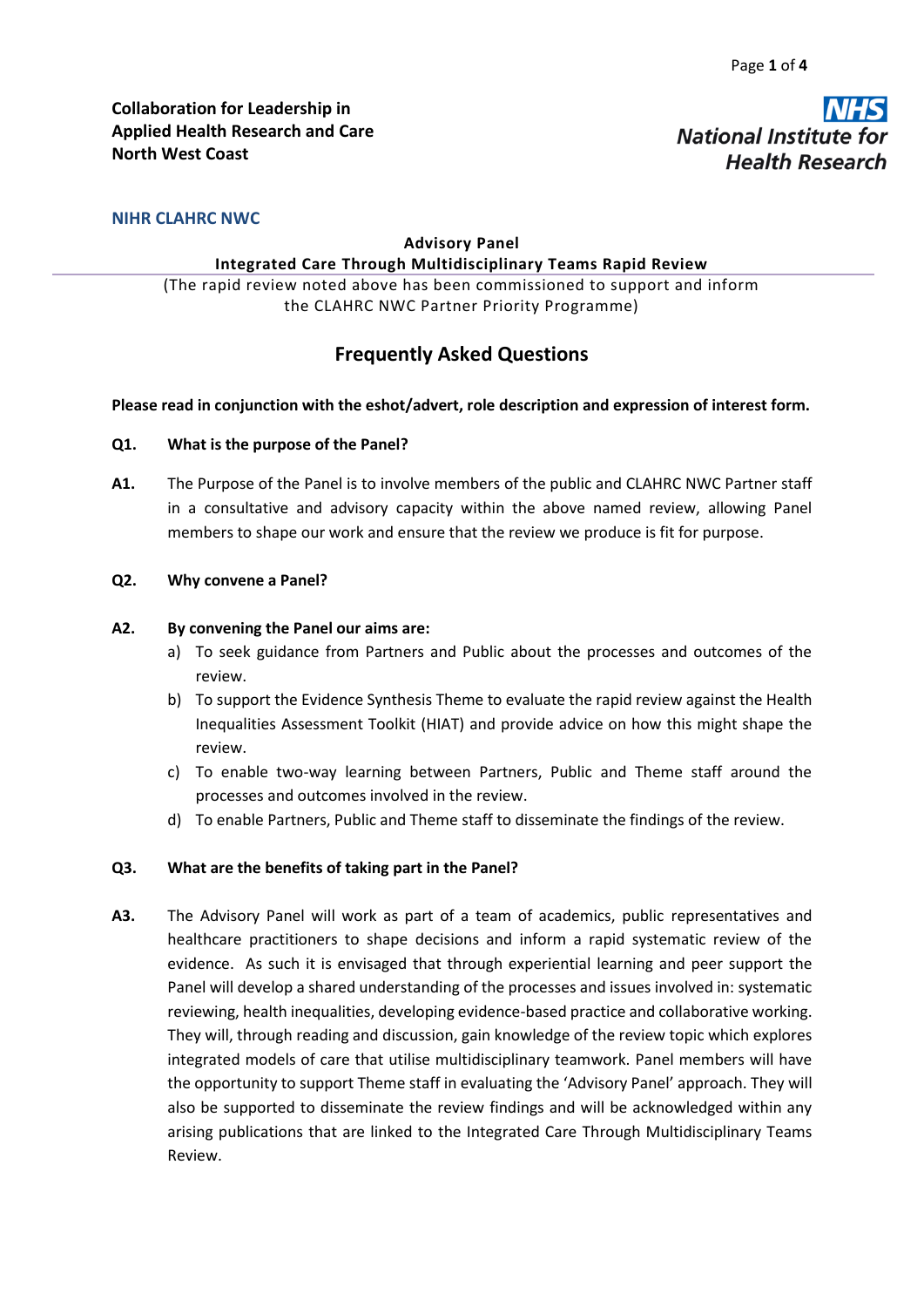**Collaboration for Leadership in Applied Health Research and Care North West Coast**

**NHS National Institute for Health Research**

**NIHR CLAHRC NWC**

**Advisory Panel**
**Integrated Care Through Multidisciplinary Teams Rapid Review**

(The rapid review noted above has been commissioned to support and inform the CLAHRC NWC Partner Priority Programme)

## Frequently Asked Questions

**Please read in conjunction with the eshot/advert, role description and expression of interest form.**

**Q1. What is the purpose of the Panel?**

**A1.** The Purpose of the Panel is to involve members of the public and CLAHRC NWC Partner staff in a consultative and advisory capacity within the above named review, allowing Panel members to shape our work and ensure that the review we produce is fit for purpose.

**Q2. Why convene a Panel?**

**A2. By convening the Panel our aims are:**

a) To seek guidance from Partners and Public about the processes and outcomes of the review.
b) To support the Evidence Synthesis Theme to evaluate the rapid review against the Health Inequalities Assessment Toolkit (HIAT) and provide advice on how this might shape the review.
c) To enable two-way learning between Partners, Public and Theme staff around the processes and outcomes involved in the review.
d) To enable Partners, Public and Theme staff to disseminate the findings of the review.

**Q3. What are the benefits of taking part in the Panel?**

**A3.** The Advisory Panel will work as part of a team of academics, public representatives and healthcare practitioners to shape decisions and inform a rapid systematic review of the evidence. As such it is envisaged that through experiential learning and peer support the Panel will develop a shared understanding of the processes and issues involved in: systematic reviewing, health inequalities, developing evidence-based practice and collaborative working. They will, through reading and discussion, gain knowledge of the review topic which explores integrated models of care that utilise multidisciplinary teamwork. Panel members will have the opportunity to support Theme staff in evaluating the 'Advisory Panel' approach. They will also be supported to disseminate the review findings and will be acknowledged within any arising publications that are linked to the Integrated Care Through Multidisciplinary Teams Review.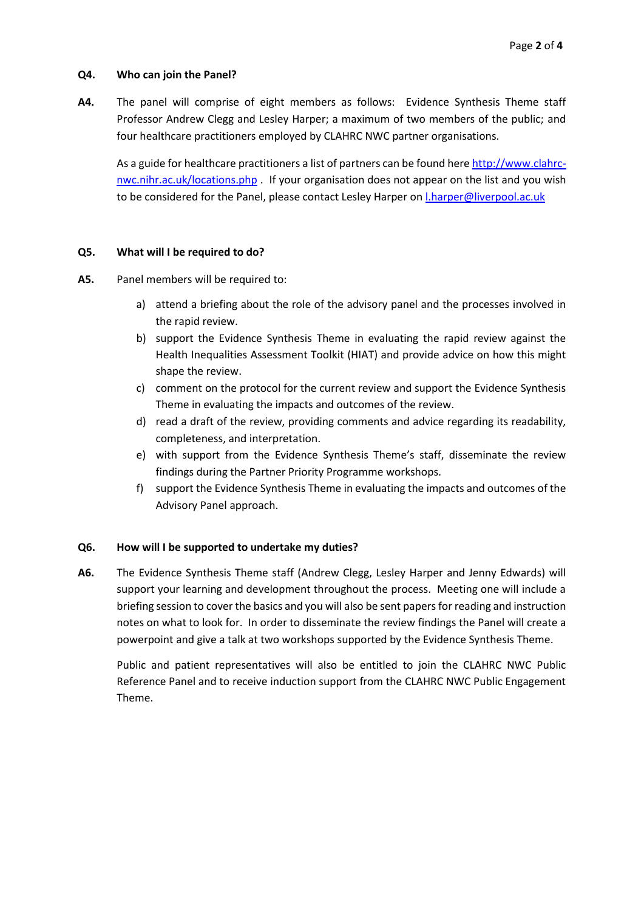**Q4. Who can join the Panel?**

**A4.** The panel will comprise of eight members as follows: Evidence Synthesis Theme staff Professor Andrew Clegg and Lesley Harper; a maximum of two members of the public; and four healthcare practitioners employed by CLAHRC NWC partner organisations.

As a guide for healthcare practitioners a list of partners can be found here [http://www.clahrc-nwc.nihr.ac.uk/locations.php](http://www.clahrc-nwc.nihr.ac.uk/locations.php) . If your organisation does not appear on the list and you wish to be considered for the Panel, please contact Lesley Harper on [l.harper@liverpool.ac.uk](mailto:l.harper@liverpool.ac.uk)

**Q5. What will I be required to do?**

**A5.** Panel members will be required to:

a) attend a briefing about the role of the advisory panel and the processes involved in the rapid review.
b) support the Evidence Synthesis Theme in evaluating the rapid review against the Health Inequalities Assessment Toolkit (HIAT) and provide advice on how this might shape the review.
c) comment on the protocol for the current review and support the Evidence Synthesis Theme in evaluating the impacts and outcomes of the review.
d) read a draft of the review, providing comments and advice regarding its readability, completeness, and interpretation.
e) with support from the Evidence Synthesis Theme's staff, disseminate the review findings during the Partner Priority Programme workshops.
f) support the Evidence Synthesis Theme in evaluating the impacts and outcomes of the Advisory Panel approach.

**Q6. How will I be supported to undertake my duties?**

**A6.** The Evidence Synthesis Theme staff (Andrew Clegg, Lesley Harper and Jenny Edwards) will support your learning and development throughout the process. Meeting one will include a briefing session to cover the basics and you will also be sent papers for reading and instruction notes on what to look for. In order to disseminate the review findings the Panel will create a powerpoint and give a talk at two workshops supported by the Evidence Synthesis Theme.

Public and patient representatives will also be entitled to join the CLAHRC NWC Public Reference Panel and to receive induction support from the CLAHRC NWC Public Engagement Theme.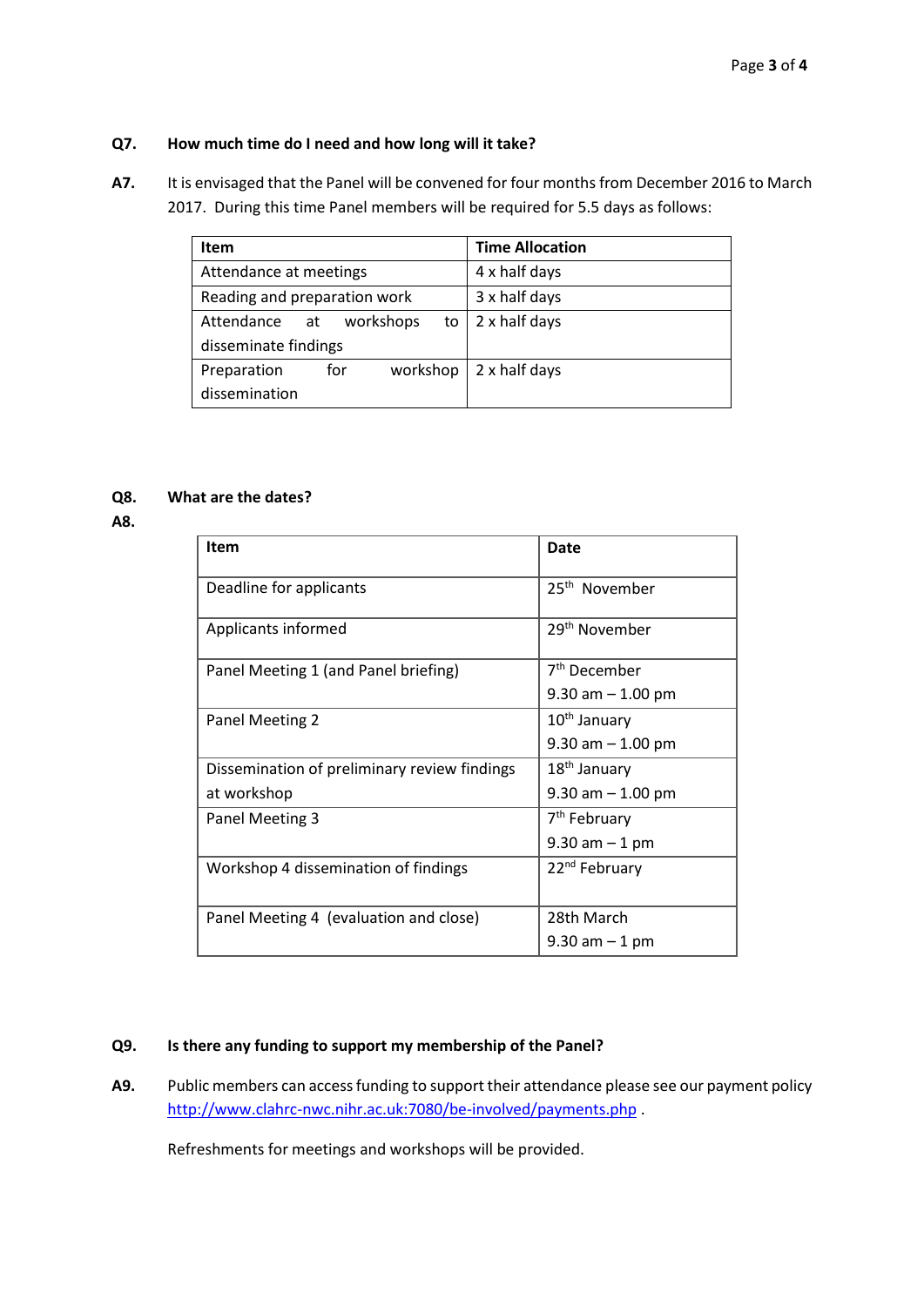**Q7. How much time do I need and how long will it take?**

**A7.** It is envisaged that the Panel will be convened for four months from December 2016 to March 2017. During this time Panel members will be required for 5.5 days as follows:

| Item | Time Allocation |
| --- | --- |
| Attendance at meetings | 4 x half days |
| Reading and preparation work | 3 x half days |
| Attendance at workshops to disseminate findings | 2 x half days |
| Preparation for workshop dissemination | 2 x half days |

**Q8. What are the dates?**

**A8.**

| Item | Date |
| --- | --- |
| Deadline for applicants | 25th November |
| Applicants informed | 29th November |
| Panel Meeting 1 (and Panel briefing) | 7th December 9.30 am – 1.00 pm |
| Panel Meeting 2 | 10th January 9.30 am – 1.00 pm |
| Dissemination of preliminary review findings at workshop | 18th January 9.30 am – 1.00 pm |
| Panel Meeting 3 | 7th February 9.30 am – 1 pm |
| Workshop 4 dissemination of findings | 22nd February |
| Panel Meeting 4 (evaluation and close) | 28th March 9.30 am – 1 pm |

**Q9. Is there any funding to support my membership of the Panel?**

**A9.** Public members can access funding to support their attendance please see our payment policy http://www.clahrc-nwc.nihr.ac.uk:7080/be-involved/payments.php .

Refreshments for meetings and workshops will be provided.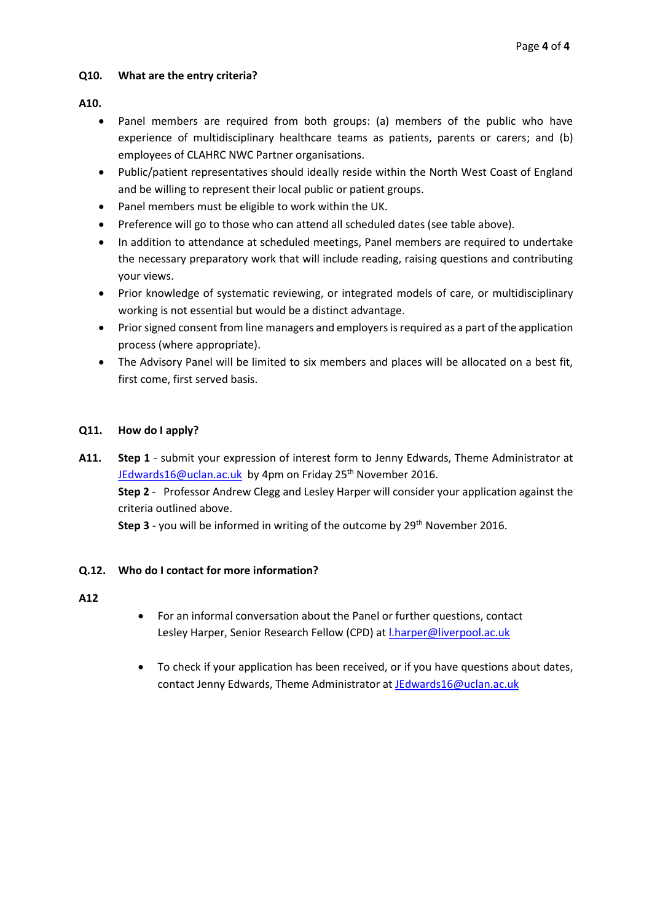**Q10. What are the entry criteria?**

**A10.**

- Panel members are required from both groups: (a) members of the public who have experience of multidisciplinary healthcare teams as patients, parents or carers; and (b) employees of CLAHRC NWC Partner organisations.
- Public/patient representatives should ideally reside within the North West Coast of England and be willing to represent their local public or patient groups.
- Panel members must be eligible to work within the UK.
- Preference will go to those who can attend all scheduled dates (see table above).
- In addition to attendance at scheduled meetings, Panel members are required to undertake the necessary preparatory work that will include reading, raising questions and contributing your views.
- Prior knowledge of systematic reviewing, or integrated models of care, or multidisciplinary working is not essential but would be a distinct advantage.
- Prior signed consent from line managers and employers is required as a part of the application process (where appropriate).
- The Advisory Panel will be limited to six members and places will be allocated on a best fit, first come, first served basis.

**Q11. How do I apply?**

**A11.** **Step 1** - submit your expression of interest form to Jenny Edwards, Theme Administrator at JEdwards16@uclan.ac.uk by 4pm on Friday 25th November 2016.

**Step 2** - Professor Andrew Clegg and Lesley Harper will consider your application against the criteria outlined above.

**Step 3** - you will be informed in writing of the outcome by 29th November 2016.

**Q.12. Who do I contact for more information?**

**A12**

- For an informal conversation about the Panel or further questions, contact Lesley Harper, Senior Research Fellow (CPD) at l.harper@liverpool.ac.uk
- To check if your application has been received, or if you have questions about dates, contact Jenny Edwards, Theme Administrator at JEdwards16@uclan.ac.uk